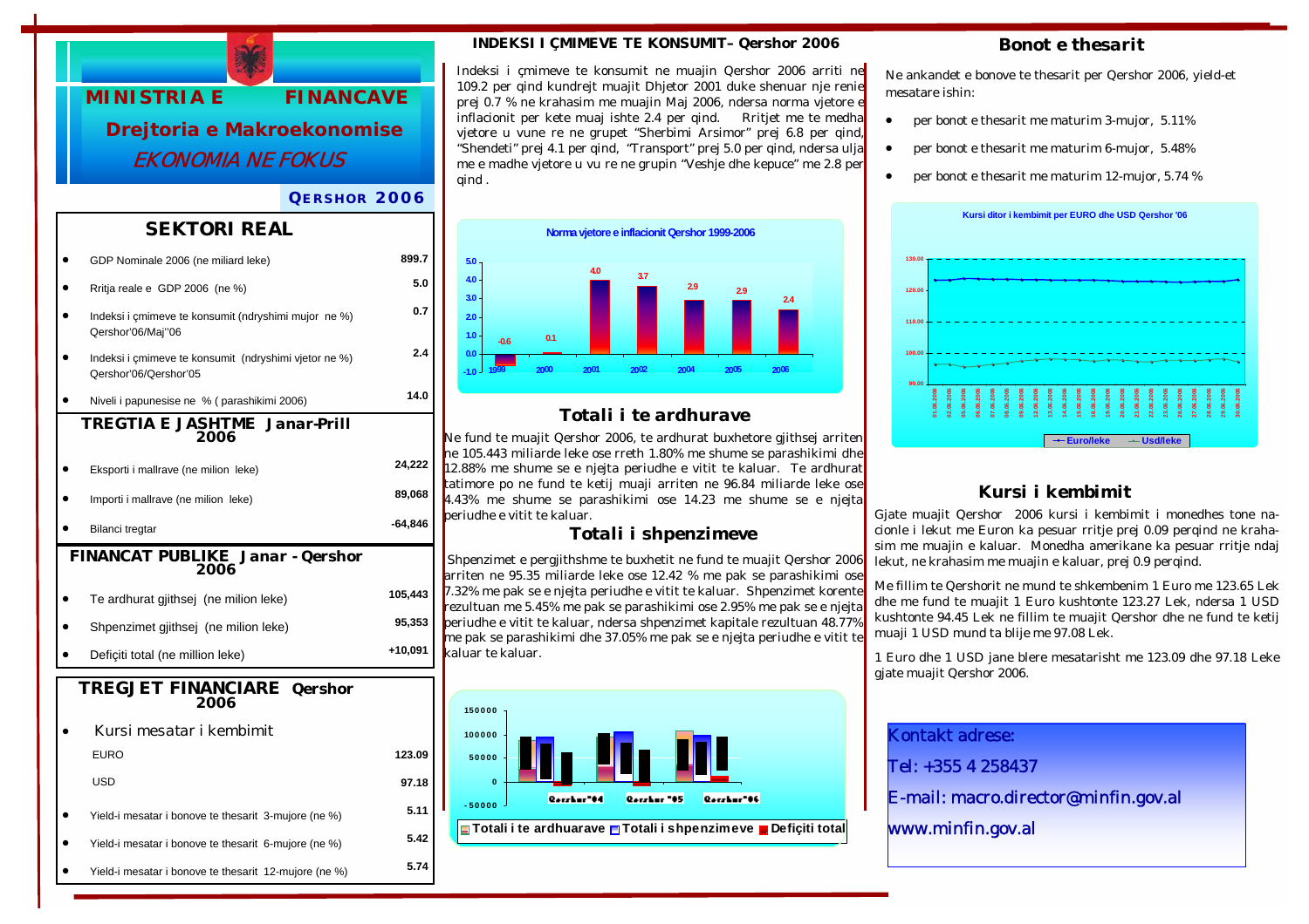# MINISTRIA E FINANCAVE

## Drejtoria e Makroekonomise

*EKONOMIA NE FOKUS*

**QERSHOR 2006**

## SEKTORI REAL

| | |
|---|---|
| • GDP Nominale 2006 (ne miliard leke) | 899.7 |
| • Rritja reale e GDP 2006 (ne %) | 5.0 |
| • Indeksi i çmimeve te konsumit (ndryshimi mujor ne %) Qershor'06/Maj''06 | 0.7 |
| • Indeksi i çmimeve te konsumit (ndryshimi vjetor ne %) Qershor'06/Qershor'05 | 2.4 |
| • Niveli i papunesise ne % ( parashikimi 2006) | 14.0 |

## TREGTIA E JASHTME Janar-Prill 2006

| | |
|---|---|
| • Eksporti i mallrave (ne milion leke) | 24,222 |
| • Importi i mallrave (ne milion leke) | 89,068 |
| • Bilanci tregtar | -64,846 |

## FINANCAT PUBLIKE Janar - Qershor 2006

| | |
|---|---|
| • Te ardhurat gjithsej (ne milion leke) | 105,443 |
| • Shpenzimet gjithsej (ne milion leke) | 95,353 |
| • Defiçiti total (ne million leke) | +10,091 |

## TREGJET FINANCIARE Qershor 2006

| | |
|---|---|
| • Kursi mesatar i kembimit | |
| EURO | 123.09 |
| USD | 97.18 |
| • Yield-i mesatar i bonove te thesarit 3-mujore (ne %) | 5.11 |
| • Yield-i mesatar i bonove te thesarit 6-mujore (ne %) | 5.42 |
| • Yield-i mesatar i bonove te thesarit 12-mujore (ne %) | 5.74 |

## INDEKSI I ÇMIMEVE TE KONSUMIT– Qershor 2006

Indeksi i çmimeve te konsumit ne muajin Qershor 2006 arriti ne 109.2 per qind kundrejt muajit Dhjetor 2001 duke shenuar nje renie prej 0.7 % ne krahasim me muajin Maj 2006, ndersa norma vjetore e inflacionit per kete muaj ishte 2.4 per qind. Rritjet me te medha vjetore u vune re ne grupet "Sherbimi Arsimor" prej 6.8 per qind, "Shendeti" prej 4.1 per qind, "Transport" prej 5.0 per qind, ndersa ulja me e madhe vjetore u vu re ne grupin "Veshje dhe kepuce" me 2.8 per qind .

**Norma vjetore e inflacionit Qershor 1999-2006**

| 1999 | 2000 | 2001 | 2002 | 2004 | 2005 | 2006 |
|---|---|---|---|---|---|---|
| -0.6 | 0.1 | 4.0 | 3.7 | 2.9 | 2.9 | 2.4 |

## Totali i te ardhurave

Ne fund te muajit Qershor 2006, te ardhurat buxhetore gjithsej arriten ne 105.443 miliarde leke ose rreth 1.80% me shume se parashikimi dhe 12.88% me shume se e njejta periudhe e vitit te kaluar. Te ardhurat tatimore po ne fund te ketij muaji arriten ne 96.84 miliarde leke ose 4.43% me shume se parashikimi ose 14.23 me shume se e njejta periudhe e vitit te kaluar.

## Totali i shpenzimeve

Shpenzimet e pergjithshme te buxhetit ne fund te muajit Qershor 2006 arriten ne 95.35 miliarde leke ose 12.42 % me pak se parashikimi ose 7.32% me pak se e njejta periudhe e vitit te kaluar. Shpenzimet korente rezultuan me 5.45% me pak se parashikimi ose 2.95% me pak se e njejta periudhe e vitit te kaluar, ndersa shpenzimet kapitale rezultuan 48.77% me pak se parashikimi dhe 37.05% me pak se e njejta periudhe e vitit te kaluar te kaluar.

Qershor"04 Qershor "05 Qershor"06

Totali i te ardhuarave | Totali i shpenzimeve | Defiçiti total

## Bonot e thesarit

Ne ankandet e bonove te thesarit per Qershor 2006, yield-et mesatare ishin:

- per bonot e thesarit me maturim 3-mujor, 5.11%
- per bonot e thesarit me maturim 6-mujor, 5.48%
- per bonot e thesarit me maturim 12-mujor, 5.74 %

**Kursi ditor i kembimit per EURO dhe USD Qershor '06**

Euro/leke | Usd/leke

## Kursi i kembimit

Gjate muajit Qershor 2006 kursi i kembimit i monedhes tone nacionle i lekut me Euron ka pesuar rritje prej 0.09 perqind ne krahasim me muajin e kaluar. Monedha amerikane ka pesuar rritje ndaj lekut, ne krahasim me muajin e kaluar, prej 0.9 perqind.

Me fillim te Qershorit ne mund te shkembenim 1 Euro me 123.65 Lek dhe me fund te muajit 1 Euro kushtonte 123.27 Lek, ndersa 1 USD kushtonte 94.45 Lek ne fillim te muajit Qershor dhe ne fund te ketij muaji 1 USD mund ta blije me 97.08 Lek.

1 Euro dhe 1 USD jane blere mesatarisht me 123.09 dhe 97.18 Leke gjate muajit Qershor 2006.

Kontakt adrese:

Tel: +355 4 258437

E-mail: macro.director@minfin.gov.al

www.minfin.gov.al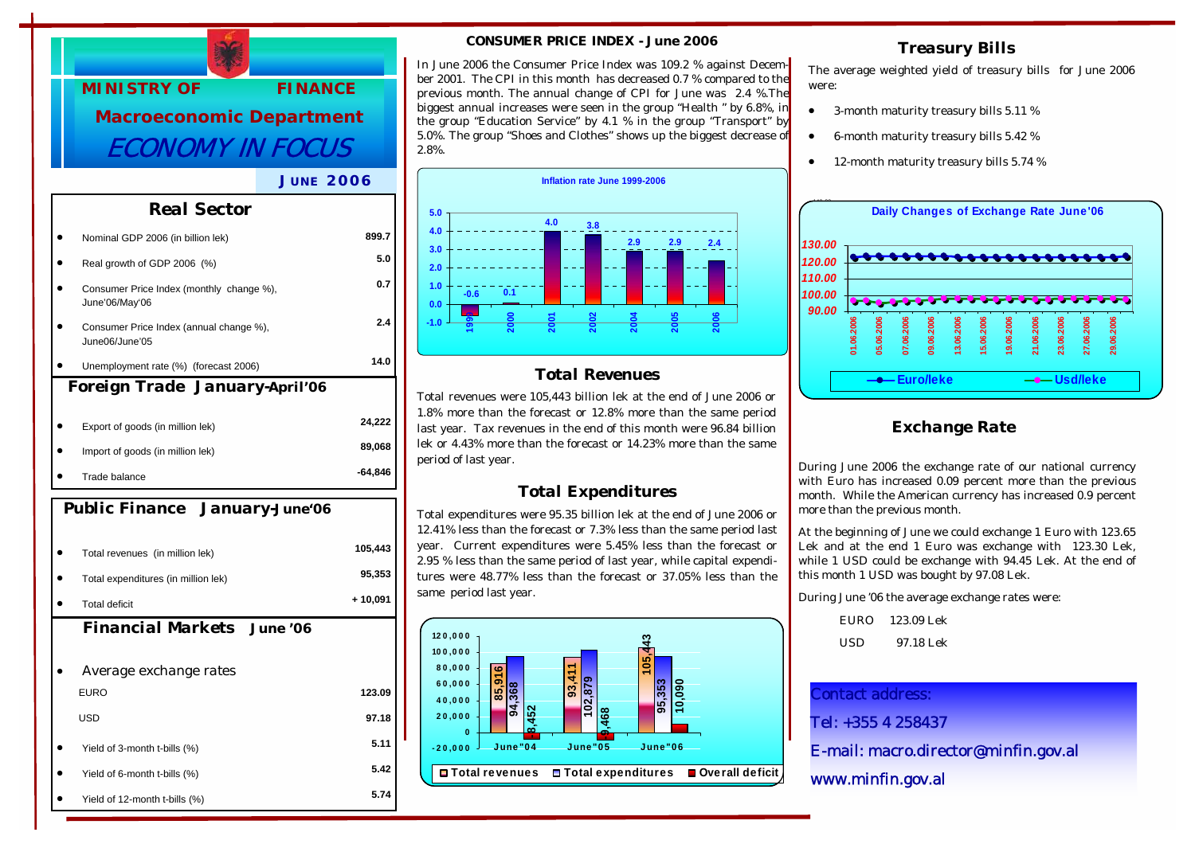# MINISTRY OF FINANCE

## Macroeconomic Department

## *ECONOMY IN FOCUS*

**JUNE 2006**

### Real Sector

| | |
|---|---|
| Nominal GDP 2006 (in billion lek) | 899.7 |
| Real growth of GDP 2006 (%) | 5.0 |
| Consumer Price Index (monthly change %), June'06/May'06 | 0.7 |
| Consumer Price Index (annual change %), June06/June'05 | 2.4 |
| Unemployment rate (%) (forecast 2006) | 14.0 |

### Foreign Trade January-April'06

| | |
|---|---|
| Export of goods (in million lek) | 24,222 |
| Import of goods (in million lek) | 89,068 |
| Trade balance | -64,846 |

### Public Finance January-June'06

| | |
|---|---|
| Total revenues (in million lek) | 105,443 |
| Total expenditures (in million lek) | 95,353 |
| Total deficit | + 10,091 |

### Financial Markets June '06

| | |
|---|---|
| Average exchange rates | |
| EURO | 123.09 |
| USD | 97.18 |
| Yield of 3-month t-bills (%) | 5.11 |
| Yield of 6-month t-bills (%) | 5.42 |
| Yield of 12-month t-bills (%) | 5.74 |

### CONSUMER PRICE INDEX - June 2006

In June 2006 the Consumer Price Index was 109.2 % against December 2001. The CPI in this month has decreased 0.7 % compared to the previous month. The annual change of CPI for June was 2.4 %.The biggest annual increases were seen in the group "Health " by 6.8%, in the group "Education Service" by 4.1 % in the group "Transport" by 5.0%. The group "Shoes and Clothes" shows up the biggest decrease of 2.8%.

Inflation rate June 1999-2006

5.0
4.0
3.0
2.0
1.0
0.0
-1.0

-0.6 0.1 4.0 3.8 2.9 2.9 2.4

1999 2000 2001 2002 2004 2005 2006

### Total Revenues

Total revenues were 105,443 billion lek at the end of June 2006 or 1.8% more than the forecast or 12.8% more than the same period last year. Tax revenues in the end of this month were 96.84 billion lek or 4.43% more than the forecast or 14.23% more than the same period of last year.

### Total Expenditures

Total expenditures were 95.35 billion lek at the end of June 2006 or 12.41% less than the forecast or 7.3% less than the same period last year. Current expenditures were 5.45% less than the forecast or 2.95 % less than the same period of last year, while capital expenditures were 48.77% less than the forecast or 37.05% less than the same period last year.

120,000
100,000
80,000
60,000
40,000
20,000
0
-20,000

85,916 94,368 8,452
93,411 102,879 9,468
105,443 95,353 10,090

June"04 June"05 June"06

Total revenues Total expenditures Overall deficit

### Treasury Bills

The average weighted yield of treasury bills for June 2006 were:

- 3-month maturity treasury bills 5.11 %
- 6-month maturity treasury bills 5.42 %
- 12-month maturity treasury bills 5.74 %

Daily Changes of Exchange Rate June'06

130.00
120.00
110.00
100.00
90.00

01.06.2006 05.06.2006 07.06.2006 09.06.2006 13.06.2006 15.06.2006 19.06.2006 21.06.2006 23.06.2006 27.06.2006 29.06.2006

Euro/leke Usd/leke

### Exchange Rate

During June 2006 the exchange rate of our national currency with Euro has increased 0.09 percent more than the previous month. While the American currency has increased 0.9 percent more than the previous month.

At the beginning of June we could exchange 1 Euro with 123.65 Lek and at the end 1 Euro was exchange with 123.30 Lek, while 1 USD could be exchange with 94.45 Lek. At the end of this month 1 USD was bought by 97.08 Lek.

During June '06 the average exchange rates were:

| | |
|---|---|
| EURO | 123.09 Lek |
| USD | 97.18 Lek |

Contact address:

Tel: +355 4 258437

E-mail: macro.director@minfin.gov.al

www.minfin.gov.al